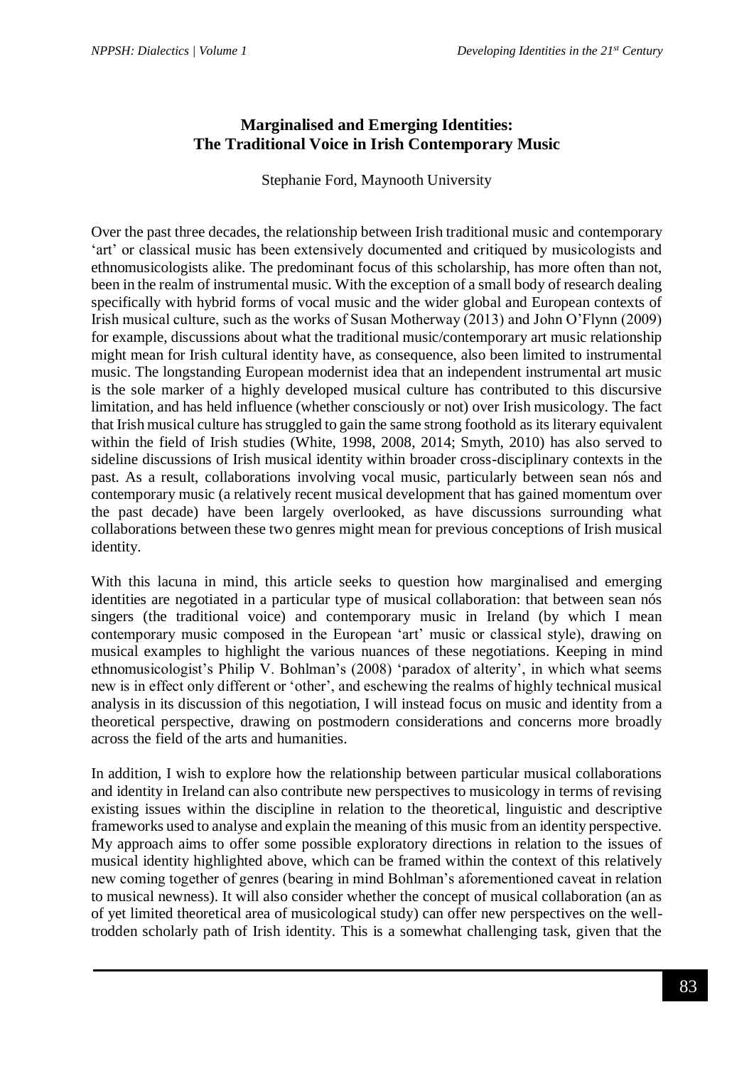## Marginalised and Emerging Identities: The Traditional Voice in Irish Contemporary Music

Stephanie Ford, Maynooth University

Over the past three decades, the relationship between Irish traditional music and contemporary 'art' or classical music has been extensively documented and critiqued by musicologists and ethnomusicologists alike. The predominant focus of this scholarship, has more often than not, been in the realm of instrumental music. With the exception of a small body of research dealing specifically with hybrid forms of vocal music and the wider global and European contexts of Irish musical culture, such as the works of Susan Motherway (2013) and John O'Flynn (2009) for example, discussions about what the traditional music/contemporary art music relationship might mean for Irish cultural identity have, as consequence, also been limited to instrumental music. The longstanding European modernist idea that an independent instrumental art music is the sole marker of a highly developed musical culture has contributed to this discursive limitation, and has held influence (whether consciously or not) over Irish musicology. The fact that Irish musical culture has struggled to gain the same strong foothold as its literary equivalent within the field of Irish studies (White, 1998, 2008, 2014; Smyth, 2010) has also served to sideline discussions of Irish musical identity within broader cross-disciplinary contexts in the past. As a result, collaborations involving vocal music, particularly between sean nós and contemporary music (a relatively recent musical development that has gained momentum over the past decade) have been largely overlooked, as have discussions surrounding what collaborations between these two genres might mean for previous conceptions of Irish musical identity.

With this lacuna in mind, this article seeks to question how marginalised and emerging identities are negotiated in a particular type of musical collaboration: that between sean nós singers (the traditional voice) and contemporary music in Ireland (by which I mean contemporary music composed in the European 'art' music or classical style), drawing on musical examples to highlight the various nuances of these negotiations. Keeping in mind ethnomusicologist's Philip V. Bohlman's (2008) 'paradox of alterity', in which what seems new is in effect only different or 'other', and eschewing the realms of highly technical musical analysis in its discussion of this negotiation, I will instead focus on music and identity from a theoretical perspective, drawing on postmodern considerations and concerns more broadly across the field of the arts and humanities.

In addition, I wish to explore how the relationship between particular musical collaborations and identity in Ireland can also contribute new perspectives to musicology in terms of revising existing issues within the discipline in relation to the theoretical, linguistic and descriptive frameworks used to analyse and explain the meaning of this music from an identity perspective. My approach aims to offer some possible exploratory directions in relation to the issues of musical identity highlighted above, which can be framed within the context of this relatively new coming together of genres (bearing in mind Bohlman's aforementioned caveat in relation to musical newness). It will also consider whether the concept of musical collaboration (an as of yet limited theoretical area of musicological study) can offer new perspectives on the well-trodden scholarly path of Irish identity. This is a somewhat challenging task, given that the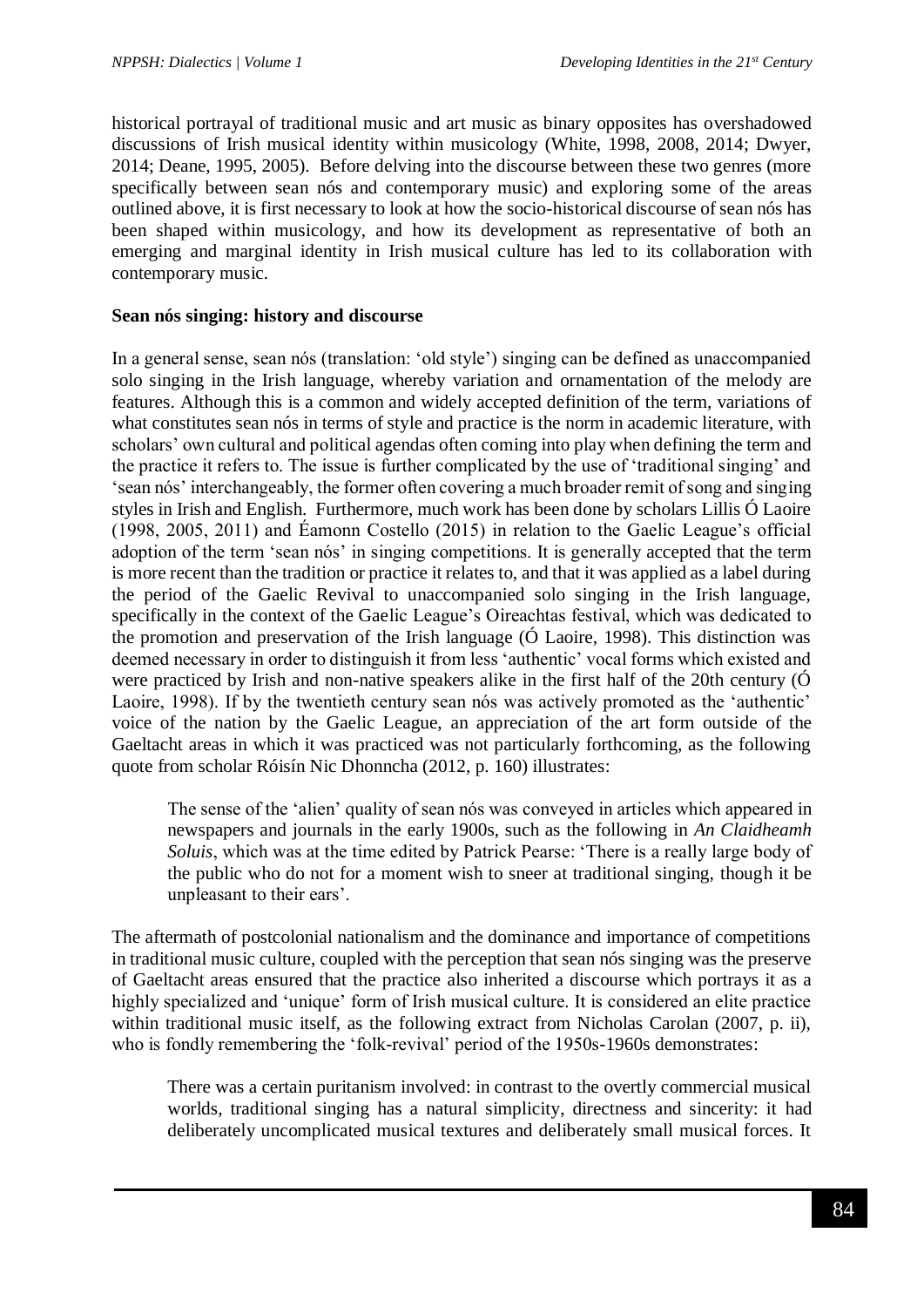historical portrayal of traditional music and art music as binary opposites has overshadowed discussions of Irish musical identity within musicology (White, 1998, 2008, 2014; Dwyer, 2014; Deane, 1995, 2005). Before delving into the discourse between these two genres (more specifically between sean nós and contemporary music) and exploring some of the areas outlined above, it is first necessary to look at how the socio-historical discourse of sean nós has been shaped within musicology, and how its development as representative of both an emerging and marginal identity in Irish musical culture has led to its collaboration with contemporary music.

**Sean nós singing: history and discourse**

In a general sense, sean nós (translation: 'old style') singing can be defined as unaccompanied solo singing in the Irish language, whereby variation and ornamentation of the melody are features. Although this is a common and widely accepted definition of the term, variations of what constitutes sean nós in terms of style and practice is the norm in academic literature, with scholars' own cultural and political agendas often coming into play when defining the term and the practice it refers to. The issue is further complicated by the use of 'traditional singing' and 'sean nós' interchangeably, the former often covering a much broader remit of song and singing styles in Irish and English. Furthermore, much work has been done by scholars Lillis Ó Laoire (1998, 2005, 2011) and Éamonn Costello (2015) in relation to the Gaelic League's official adoption of the term 'sean nós' in singing competitions. It is generally accepted that the term is more recent than the tradition or practice it relates to, and that it was applied as a label during the period of the Gaelic Revival to unaccompanied solo singing in the Irish language, specifically in the context of the Gaelic League's Oireachtas festival, which was dedicated to the promotion and preservation of the Irish language (Ó Laoire, 1998). This distinction was deemed necessary in order to distinguish it from less 'authentic' vocal forms which existed and were practiced by Irish and non-native speakers alike in the first half of the 20th century (Ó Laoire, 1998). If by the twentieth century sean nós was actively promoted as the 'authentic' voice of the nation by the Gaelic League, an appreciation of the art form outside of the Gaeltacht areas in which it was practiced was not particularly forthcoming, as the following quote from scholar Róisín Nic Dhonncha (2012, p. 160) illustrates:

> The sense of the 'alien' quality of sean nós was conveyed in articles which appeared in newspapers and journals in the early 1900s, such as the following in *An Claidheamh Soluis*, which was at the time edited by Patrick Pearse: 'There is a really large body of the public who do not for a moment wish to sneer at traditional singing, though it be unpleasant to their ears'.

The aftermath of postcolonial nationalism and the dominance and importance of competitions in traditional music culture, coupled with the perception that sean nós singing was the preserve of Gaeltacht areas ensured that the practice also inherited a discourse which portrays it as a highly specialized and 'unique' form of Irish musical culture. It is considered an elite practice within traditional music itself, as the following extract from Nicholas Carolan (2007, p. ii), who is fondly remembering the 'folk-revival' period of the 1950s-1960s demonstrates:

> There was a certain puritanism involved: in contrast to the overtly commercial musical worlds, traditional singing has a natural simplicity, directness and sincerity: it had deliberately uncomplicated musical textures and deliberately small musical forces. It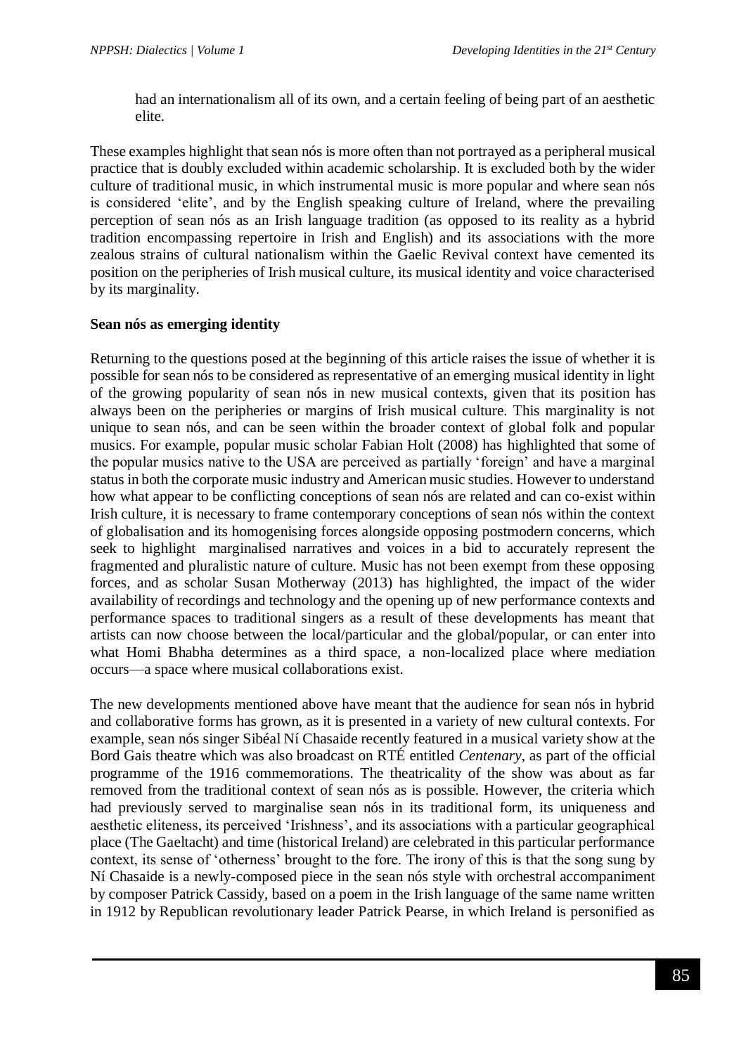had an internationalism all of its own, and a certain feeling of being part of an aesthetic elite.

These examples highlight that sean nós is more often than not portrayed as a peripheral musical practice that is doubly excluded within academic scholarship. It is excluded both by the wider culture of traditional music, in which instrumental music is more popular and where sean nós is considered 'elite', and by the English speaking culture of Ireland, where the prevailing perception of sean nós as an Irish language tradition (as opposed to its reality as a hybrid tradition encompassing repertoire in Irish and English) and its associations with the more zealous strains of cultural nationalism within the Gaelic Revival context have cemented its position on the peripheries of Irish musical culture, its musical identity and voice characterised by its marginality.

**Sean nós as emerging identity**

Returning to the questions posed at the beginning of this article raises the issue of whether it is possible for sean nós to be considered as representative of an emerging musical identity in light of the growing popularity of sean nós in new musical contexts, given that its position has always been on the peripheries or margins of Irish musical culture. This marginality is not unique to sean nós, and can be seen within the broader context of global folk and popular musics. For example, popular music scholar Fabian Holt (2008) has highlighted that some of the popular musics native to the USA are perceived as partially 'foreign' and have a marginal status in both the corporate music industry and American music studies. However to understand how what appear to be conflicting conceptions of sean nós are related and can co-exist within Irish culture, it is necessary to frame contemporary conceptions of sean nós within the context of globalisation and its homogenising forces alongside opposing postmodern concerns, which seek to highlight marginalised narratives and voices in a bid to accurately represent the fragmented and pluralistic nature of culture. Music has not been exempt from these opposing forces, and as scholar Susan Motherway (2013) has highlighted, the impact of the wider availability of recordings and technology and the opening up of new performance contexts and performance spaces to traditional singers as a result of these developments has meant that artists can now choose between the local/particular and the global/popular, or can enter into what Homi Bhabha determines as a third space, a non-localized place where mediation occurs—a space where musical collaborations exist.

The new developments mentioned above have meant that the audience for sean nós in hybrid and collaborative forms has grown, as it is presented in a variety of new cultural contexts. For example, sean nós singer Sibéal Ní Chasaide recently featured in a musical variety show at the Bord Gais theatre which was also broadcast on RTÉ entitled *Centenary*, as part of the official programme of the 1916 commemorations. The theatricality of the show was about as far removed from the traditional context of sean nós as is possible. However, the criteria which had previously served to marginalise sean nós in its traditional form, its uniqueness and aesthetic eliteness, its perceived 'Irishness', and its associations with a particular geographical place (The Gaeltacht) and time (historical Ireland) are celebrated in this particular performance context, its sense of 'otherness' brought to the fore. The irony of this is that the song sung by Ní Chasaide is a newly-composed piece in the sean nós style with orchestral accompaniment by composer Patrick Cassidy, based on a poem in the Irish language of the same name written in 1912 by Republican revolutionary leader Patrick Pearse, in which Ireland is personified as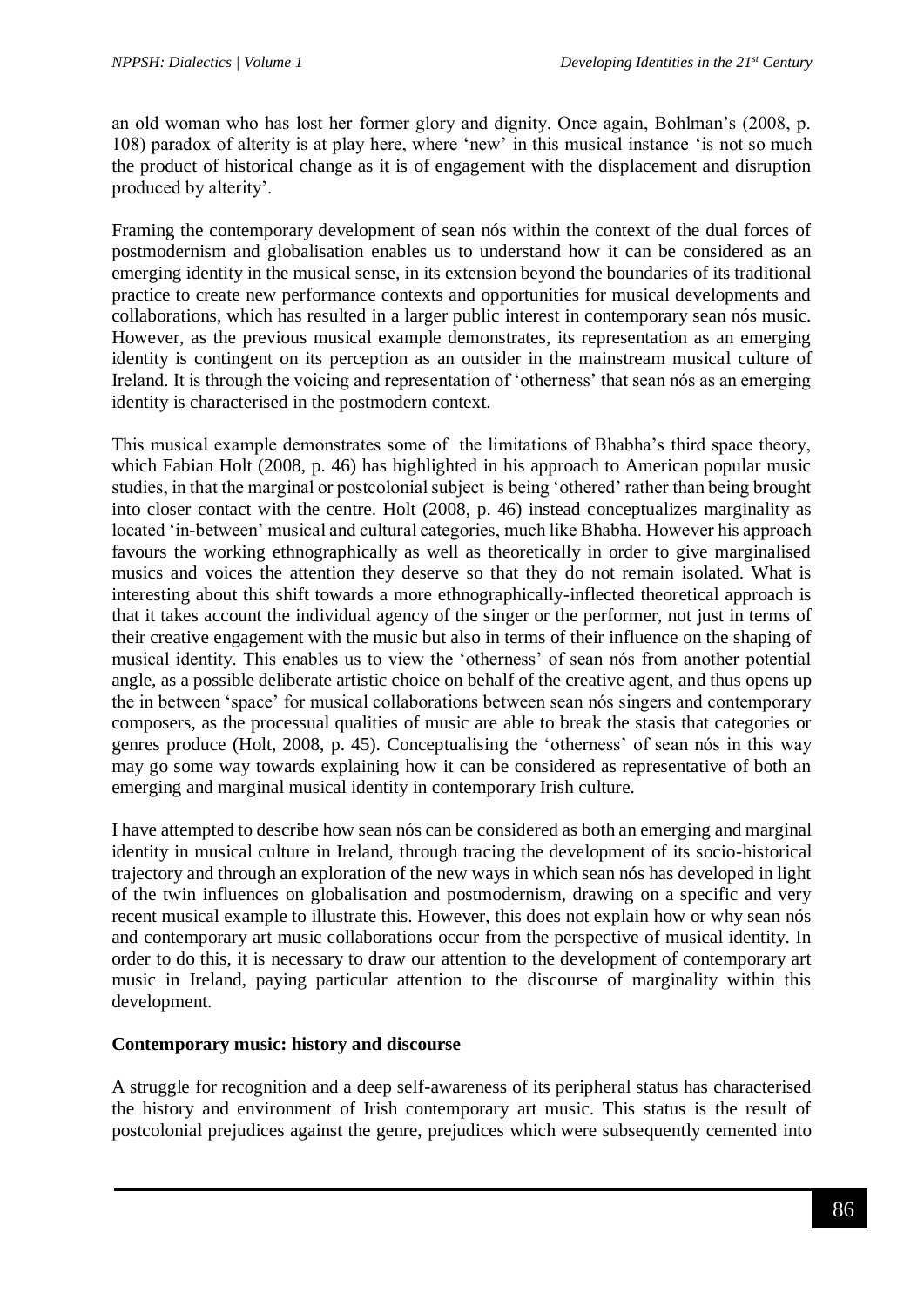an old woman who has lost her former glory and dignity. Once again, Bohlman's (2008, p. 108) paradox of alterity is at play here, where 'new' in this musical instance 'is not so much the product of historical change as it is of engagement with the displacement and disruption produced by alterity'.

Framing the contemporary development of sean nós within the context of the dual forces of postmodernism and globalisation enables us to understand how it can be considered as an emerging identity in the musical sense, in its extension beyond the boundaries of its traditional practice to create new performance contexts and opportunities for musical developments and collaborations, which has resulted in a larger public interest in contemporary sean nós music. However, as the previous musical example demonstrates, its representation as an emerging identity is contingent on its perception as an outsider in the mainstream musical culture of Ireland. It is through the voicing and representation of 'otherness' that sean nós as an emerging identity is characterised in the postmodern context.

This musical example demonstrates some of the limitations of Bhabha's third space theory, which Fabian Holt (2008, p. 46) has highlighted in his approach to American popular music studies, in that the marginal or postcolonial subject is being 'othered' rather than being brought into closer contact with the centre. Holt (2008, p. 46) instead conceptualizes marginality as located 'in-between' musical and cultural categories, much like Bhabha. However his approach favours the working ethnographically as well as theoretically in order to give marginalised musics and voices the attention they deserve so that they do not remain isolated. What is interesting about this shift towards a more ethnographically-inflected theoretical approach is that it takes account the individual agency of the singer or the performer, not just in terms of their creative engagement with the music but also in terms of their influence on the shaping of musical identity. This enables us to view the 'otherness' of sean nós from another potential angle, as a possible deliberate artistic choice on behalf of the creative agent, and thus opens up the in between 'space' for musical collaborations between sean nós singers and contemporary composers, as the processual qualities of music are able to break the stasis that categories or genres produce (Holt, 2008, p. 45). Conceptualising the 'otherness' of sean nós in this way may go some way towards explaining how it can be considered as representative of both an emerging and marginal musical identity in contemporary Irish culture.

I have attempted to describe how sean nós can be considered as both an emerging and marginal identity in musical culture in Ireland, through tracing the development of its socio-historical trajectory and through an exploration of the new ways in which sean nós has developed in light of the twin influences on globalisation and postmodernism, drawing on a specific and very recent musical example to illustrate this. However, this does not explain how or why sean nós and contemporary art music collaborations occur from the perspective of musical identity. In order to do this, it is necessary to draw our attention to the development of contemporary art music in Ireland, paying particular attention to the discourse of marginality within this development.

**Contemporary music: history and discourse**

A struggle for recognition and a deep self-awareness of its peripheral status has characterised the history and environment of Irish contemporary art music. This status is the result of postcolonial prejudices against the genre, prejudices which were subsequently cemented into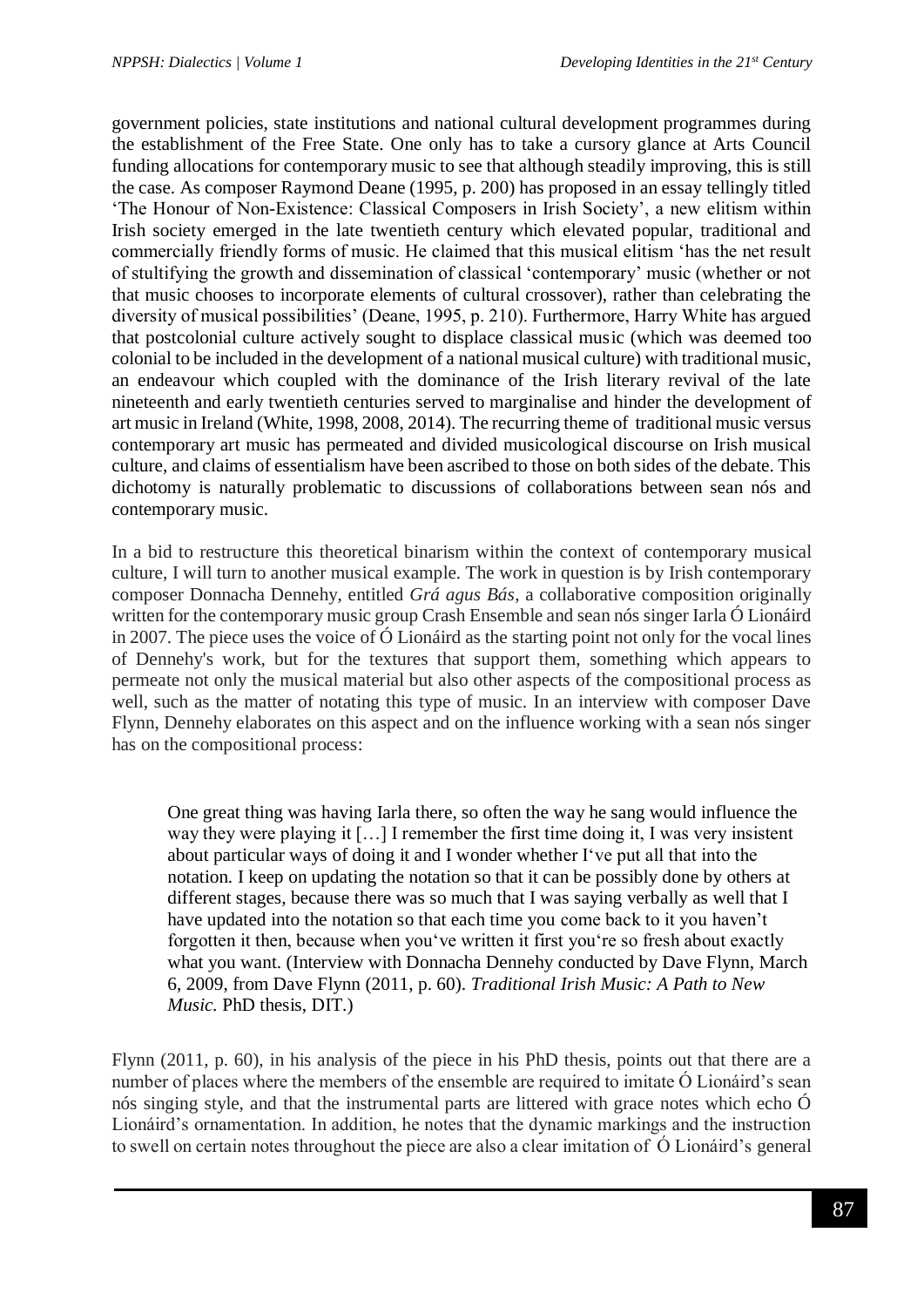government policies, state institutions and national cultural development programmes during the establishment of the Free State. One only has to take a cursory glance at Arts Council funding allocations for contemporary music to see that although steadily improving, this is still the case. As composer Raymond Deane (1995, p. 200) has proposed in an essay tellingly titled 'The Honour of Non-Existence: Classical Composers in Irish Society', a new elitism within Irish society emerged in the late twentieth century which elevated popular, traditional and commercially friendly forms of music. He claimed that this musical elitism 'has the net result of stultifying the growth and dissemination of classical 'contemporary' music (whether or not that music chooses to incorporate elements of cultural crossover), rather than celebrating the diversity of musical possibilities' (Deane, 1995, p. 210). Furthermore, Harry White has argued that postcolonial culture actively sought to displace classical music (which was deemed too colonial to be included in the development of a national musical culture) with traditional music, an endeavour which coupled with the dominance of the Irish literary revival of the late nineteenth and early twentieth centuries served to marginalise and hinder the development of art music in Ireland (White, 1998, 2008, 2014). The recurring theme of traditional music versus contemporary art music has permeated and divided musicological discourse on Irish musical culture, and claims of essentialism have been ascribed to those on both sides of the debate. This dichotomy is naturally problematic to discussions of collaborations between sean nós and contemporary music.

In a bid to restructure this theoretical binarism within the context of contemporary musical culture, I will turn to another musical example. The work in question is by Irish contemporary composer Donnacha Dennehy, entitled *Grá agus Bás*, a collaborative composition originally written for the contemporary music group Crash Ensemble and sean nós singer Iarla Ó Lionáird in 2007. The piece uses the voice of Ó Lionáird as the starting point not only for the vocal lines of Dennehy's work, but for the textures that support them, something which appears to permeate not only the musical material but also other aspects of the compositional process as well, such as the matter of notating this type of music. In an interview with composer Dave Flynn, Dennehy elaborates on this aspect and on the influence working with a sean nós singer has on the compositional process:

> One great thing was having Iarla there, so often the way he sang would influence the way they were playing it […] I remember the first time doing it, I was very insistent about particular ways of doing it and I wonder whether I've put all that into the notation. I keep on updating the notation so that it can be possibly done by others at different stages, because there was so much that I was saying verbally as well that I have updated into the notation so that each time you come back to it you haven't forgotten it then, because when you've written it first you're so fresh about exactly what you want. (Interview with Donnacha Dennehy conducted by Dave Flynn, March 6, 2009, from Dave Flynn (2011, p. 60). *Traditional Irish Music: A Path to New Music.* PhD thesis, DIT.)

Flynn (2011, p. 60), in his analysis of the piece in his PhD thesis, points out that there are a number of places where the members of the ensemble are required to imitate Ó Lionáird's sean nós singing style, and that the instrumental parts are littered with grace notes which echo Ó Lionáird's ornamentation. In addition, he notes that the dynamic markings and the instruction to swell on certain notes throughout the piece are also a clear imitation of Ó Lionáird's general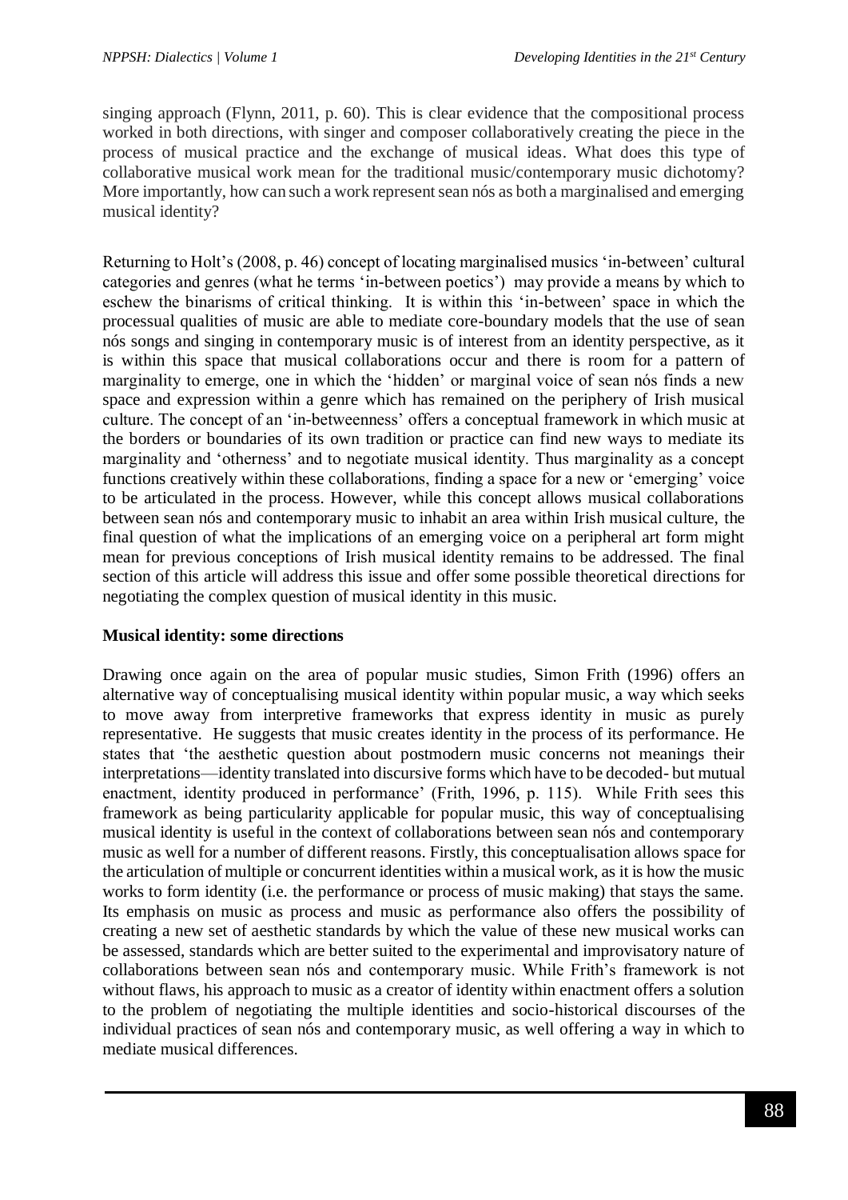singing approach (Flynn, 2011, p. 60). This is clear evidence that the compositional process worked in both directions, with singer and composer collaboratively creating the piece in the process of musical practice and the exchange of musical ideas. What does this type of collaborative musical work mean for the traditional music/contemporary music dichotomy? More importantly, how can such a work represent sean nós as both a marginalised and emerging musical identity?

Returning to Holt's (2008, p. 46) concept of locating marginalised musics 'in-between' cultural categories and genres (what he terms 'in-between poetics') may provide a means by which to eschew the binarisms of critical thinking. It is within this 'in-between' space in which the processual qualities of music are able to mediate core-boundary models that the use of sean nós songs and singing in contemporary music is of interest from an identity perspective, as it is within this space that musical collaborations occur and there is room for a pattern of marginality to emerge, one in which the 'hidden' or marginal voice of sean nós finds a new space and expression within a genre which has remained on the periphery of Irish musical culture. The concept of an 'in-betweenness' offers a conceptual framework in which music at the borders or boundaries of its own tradition or practice can find new ways to mediate its marginality and 'otherness' and to negotiate musical identity. Thus marginality as a concept functions creatively within these collaborations, finding a space for a new or 'emerging' voice to be articulated in the process. However, while this concept allows musical collaborations between sean nós and contemporary music to inhabit an area within Irish musical culture, the final question of what the implications of an emerging voice on a peripheral art form might mean for previous conceptions of Irish musical identity remains to be addressed. The final section of this article will address this issue and offer some possible theoretical directions for negotiating the complex question of musical identity in this music.

**Musical identity: some directions**

Drawing once again on the area of popular music studies, Simon Frith (1996) offers an alternative way of conceptualising musical identity within popular music, a way which seeks to move away from interpretive frameworks that express identity in music as purely representative. He suggests that music creates identity in the process of its performance. He states that 'the aesthetic question about postmodern music concerns not meanings their interpretations—identity translated into discursive forms which have to be decoded- but mutual enactment, identity produced in performance' (Frith, 1996, p. 115). While Frith sees this framework as being particularity applicable for popular music, this way of conceptualising musical identity is useful in the context of collaborations between sean nós and contemporary music as well for a number of different reasons. Firstly, this conceptualisation allows space for the articulation of multiple or concurrent identities within a musical work, as it is how the music works to form identity (i.e. the performance or process of music making) that stays the same. Its emphasis on music as process and music as performance also offers the possibility of creating a new set of aesthetic standards by which the value of these new musical works can be assessed, standards which are better suited to the experimental and improvisatory nature of collaborations between sean nós and contemporary music. While Frith's framework is not without flaws, his approach to music as a creator of identity within enactment offers a solution to the problem of negotiating the multiple identities and socio-historical discourses of the individual practices of sean nós and contemporary music, as well offering a way in which to mediate musical differences.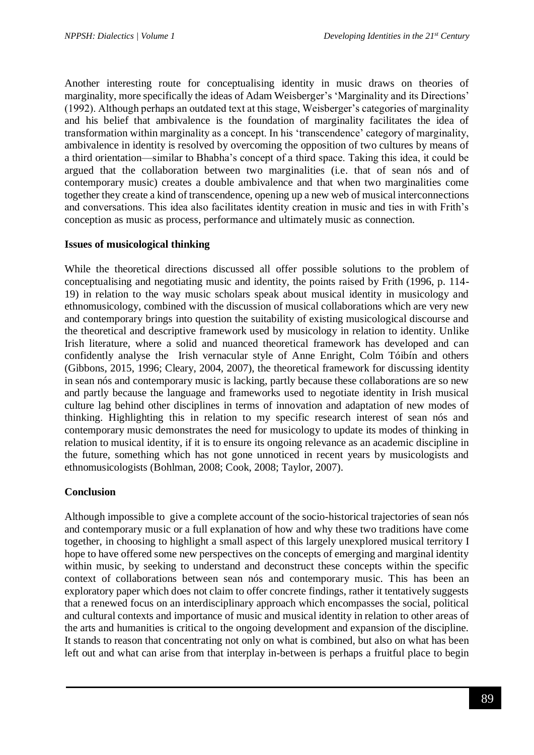Another interesting route for conceptualising identity in music draws on theories of marginality, more specifically the ideas of Adam Weisberger's 'Marginality and its Directions' (1992). Although perhaps an outdated text at this stage, Weisberger's categories of marginality and his belief that ambivalence is the foundation of marginality facilitates the idea of transformation within marginality as a concept. In his 'transcendence' category of marginality, ambivalence in identity is resolved by overcoming the opposition of two cultures by means of a third orientation—similar to Bhabha's concept of a third space. Taking this idea, it could be argued that the collaboration between two marginalities (i.e. that of sean nós and of contemporary music) creates a double ambivalence and that when two marginalities come together they create a kind of transcendence, opening up a new web of musical interconnections and conversations. This idea also facilitates identity creation in music and ties in with Frith's conception as music as process, performance and ultimately music as connection.

**Issues of musicological thinking**

While the theoretical directions discussed all offer possible solutions to the problem of conceptualising and negotiating music and identity, the points raised by Frith (1996, p. 114-19) in relation to the way music scholars speak about musical identity in musicology and ethnomusicology, combined with the discussion of musical collaborations which are very new and contemporary brings into question the suitability of existing musicological discourse and the theoretical and descriptive framework used by musicology in relation to identity. Unlike Irish literature, where a solid and nuanced theoretical framework has developed and can confidently analyse the Irish vernacular style of Anne Enright, Colm Tóibín and others (Gibbons, 2015, 1996; Cleary, 2004, 2007), the theoretical framework for discussing identity in sean nós and contemporary music is lacking, partly because these collaborations are so new and partly because the language and frameworks used to negotiate identity in Irish musical culture lag behind other disciplines in terms of innovation and adaptation of new modes of thinking. Highlighting this in relation to my specific research interest of sean nós and contemporary music demonstrates the need for musicology to update its modes of thinking in relation to musical identity, if it is to ensure its ongoing relevance as an academic discipline in the future, something which has not gone unnoticed in recent years by musicologists and ethnomusicologists (Bohlman, 2008; Cook, 2008; Taylor, 2007).

**Conclusion**

Although impossible to give a complete account of the socio-historical trajectories of sean nós and contemporary music or a full explanation of how and why these two traditions have come together, in choosing to highlight a small aspect of this largely unexplored musical territory I hope to have offered some new perspectives on the concepts of emerging and marginal identity within music, by seeking to understand and deconstruct these concepts within the specific context of collaborations between sean nós and contemporary music. This has been an exploratory paper which does not claim to offer concrete findings, rather it tentatively suggests that a renewed focus on an interdisciplinary approach which encompasses the social, political and cultural contexts and importance of music and musical identity in relation to other areas of the arts and humanities is critical to the ongoing development and expansion of the discipline. It stands to reason that concentrating not only on what is combined, but also on what has been left out and what can arise from that interplay in-between is perhaps a fruitful place to begin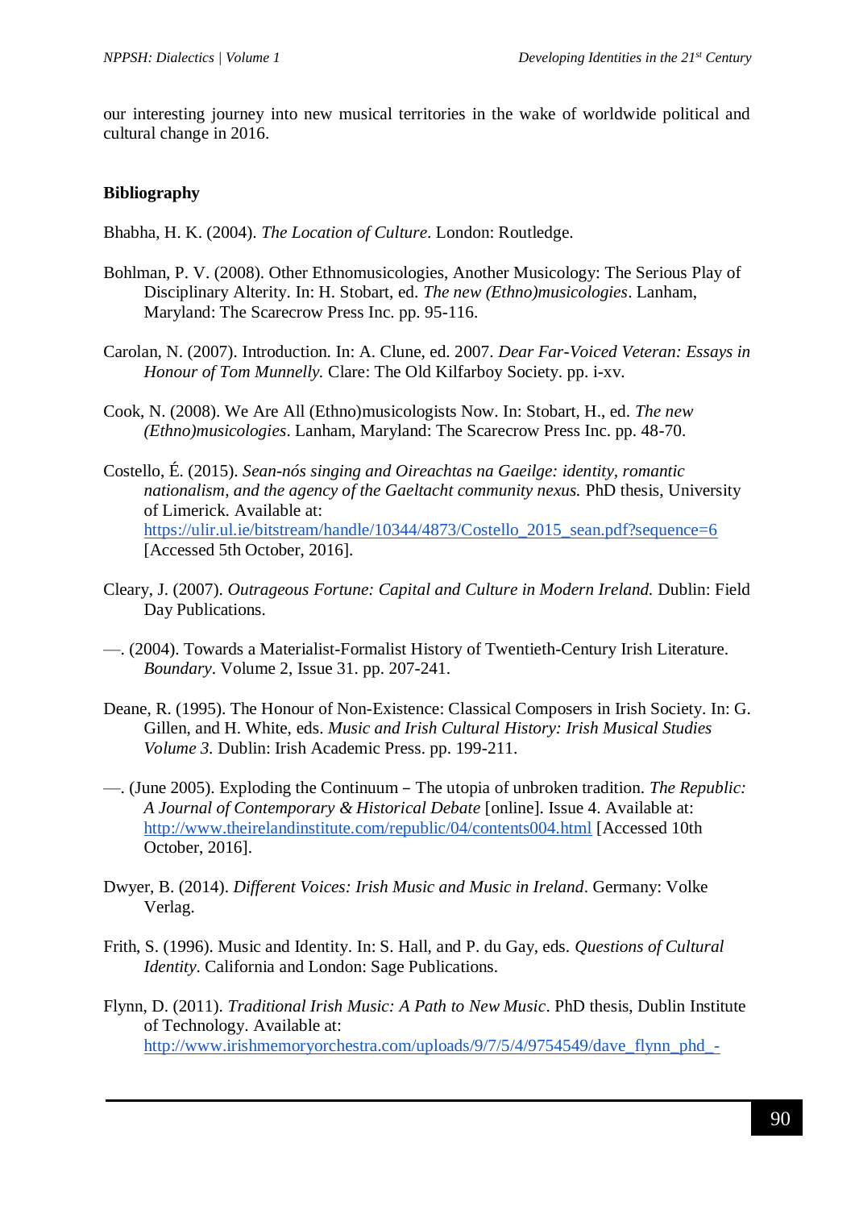our interesting journey into new musical territories in the wake of worldwide political and cultural change in 2016.

**Bibliography**

Bhabha, H. K. (2004). *The Location of Culture*. London: Routledge.

Bohlman, P. V. (2008). Other Ethnomusicologies, Another Musicology: The Serious Play of Disciplinary Alterity. In: H. Stobart, ed. *The new (Ethno)musicologies*. Lanham, Maryland: The Scarecrow Press Inc. pp. 95-116.

Carolan, N. (2007). Introduction. In: A. Clune, ed. 2007. *Dear Far-Voiced Veteran: Essays in Honour of Tom Munnelly.* Clare: The Old Kilfarboy Society. pp. i-xv.

Cook, N. (2008). We Are All (Ethno)musicologists Now. In: Stobart, H., ed. *The new (Ethno)musicologies*. Lanham, Maryland: The Scarecrow Press Inc. pp. 48-70.

Costello, É. (2015). *Sean-nós singing and Oireachtas na Gaeilge: identity, romantic nationalism, and the agency of the Gaeltacht community nexus.* PhD thesis, University of Limerick. Available at: https://ulir.ul.ie/bitstream/handle/10344/4873/Costello_2015_sean.pdf?sequence=6 [Accessed 5th October, 2016].

Cleary, J. (2007). *Outrageous Fortune: Capital and Culture in Modern Ireland.* Dublin: Field Day Publications.

—. (2004). Towards a Materialist-Formalist History of Twentieth-Century Irish Literature. *Boundary*. Volume 2, Issue 31. pp. 207-241.

Deane, R. (1995). The Honour of Non-Existence: Classical Composers in Irish Society. In: G. Gillen, and H. White, eds. *Music and Irish Cultural History: Irish Musical Studies Volume 3.* Dublin: Irish Academic Press. pp. 199-211.

—. (June 2005). Exploding the Continuum – The utopia of unbroken tradition. *The Republic: A Journal of Contemporary & Historical Debate* [online]. Issue 4. Available at: http://www.theirelandinstitute.com/republic/04/contents004.html [Accessed 10th October, 2016].

Dwyer, B. (2014). *Different Voices: Irish Music and Music in Ireland*. Germany: Volke Verlag.

Frith, S. (1996). Music and Identity. In: S. Hall, and P. du Gay, eds. *Questions of Cultural Identity*. California and London: Sage Publications.

Flynn, D. (2011). *Traditional Irish Music: A Path to New Music*. PhD thesis, Dublin Institute of Technology. Available at: http://www.irishmemoryorchestra.com/uploads/9/7/5/4/9754549/dave_flynn_phd_-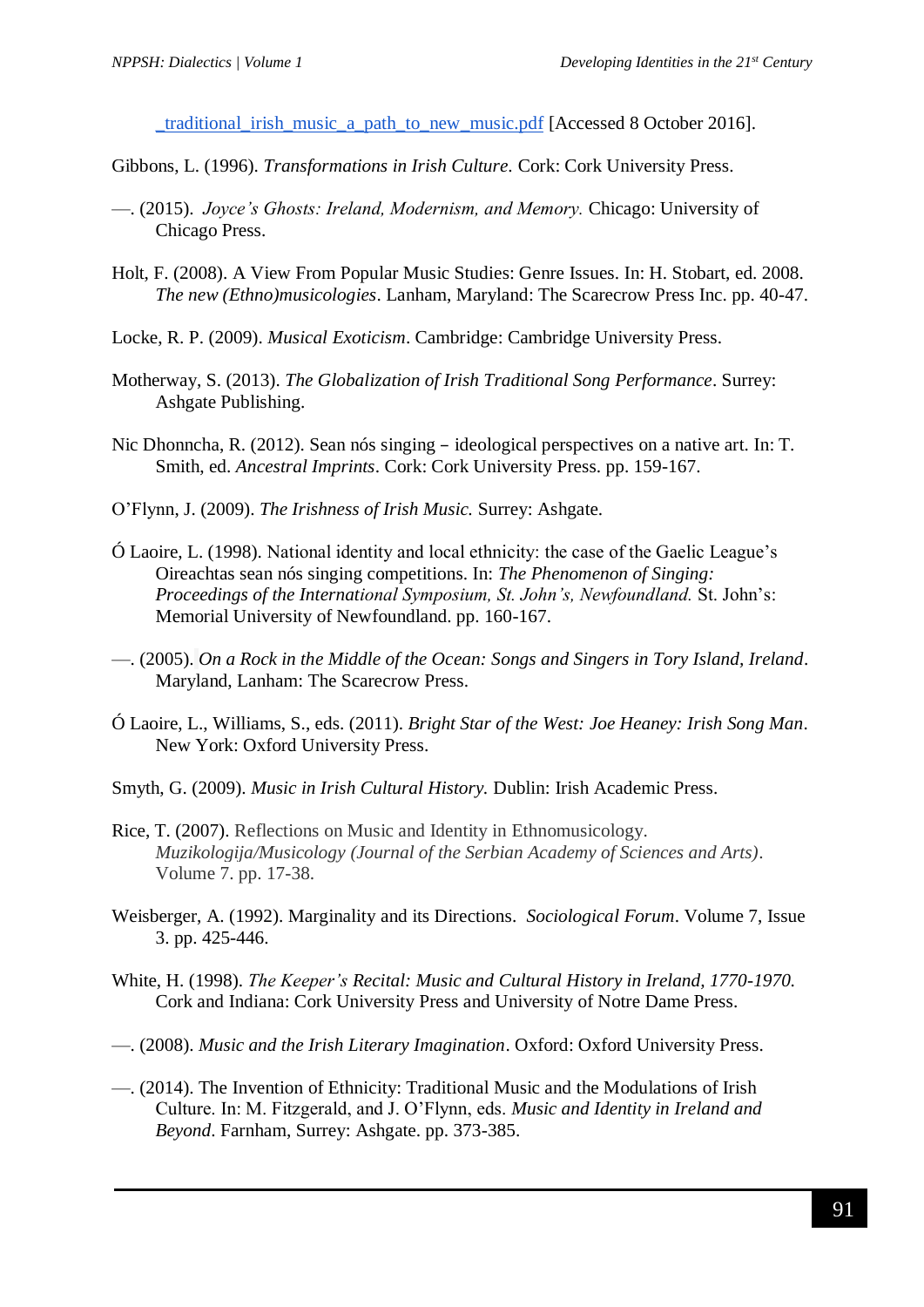_traditional_irish_music_a_path_to_new_music.pdf [Accessed 8 October 2016].

Gibbons, L. (1996). *Transformations in Irish Culture.* Cork: Cork University Press.

—. (2015). *Joyce's Ghosts: Ireland, Modernism, and Memory.* Chicago: University of Chicago Press.

Holt, F. (2008). A View From Popular Music Studies: Genre Issues. In: H. Stobart, ed. 2008. *The new (Ethno)musicologies*. Lanham, Maryland: The Scarecrow Press Inc. pp. 40-47.

Locke, R. P. (2009). *Musical Exoticism*. Cambridge: Cambridge University Press.

Motherway, S. (2013). *The Globalization of Irish Traditional Song Performance*. Surrey: Ashgate Publishing.

Nic Dhonncha, R. (2012). Sean nós singing – ideological perspectives on a native art. In: T. Smith, ed. *Ancestral Imprints*. Cork: Cork University Press. pp. 159-167.

O'Flynn, J. (2009). *The Irishness of Irish Music.* Surrey: Ashgate.

Ó Laoire, L. (1998). National identity and local ethnicity: the case of the Gaelic League's Oireachtas sean nós singing competitions. In: *The Phenomenon of Singing: Proceedings of the International Symposium, St. John's, Newfoundland.* St. John's: Memorial University of Newfoundland. pp. 160-167.

—. (2005). *On a Rock in the Middle of the Ocean: Songs and Singers in Tory Island, Ireland*. Maryland, Lanham: The Scarecrow Press.

Ó Laoire, L., Williams, S., eds. (2011). *Bright Star of the West: Joe Heaney: Irish Song Man*. New York: Oxford University Press.

Smyth, G. (2009). *Music in Irish Cultural History.* Dublin: Irish Academic Press.

Rice, T. (2007). Reflections on Music and Identity in Ethnomusicology. *Muzikologija/Musicology (Journal of the Serbian Academy of Sciences and Arts)*. Volume 7. pp. 17-38.

Weisberger, A. (1992). Marginality and its Directions. *Sociological Forum*. Volume 7, Issue 3. pp. 425-446.

White, H. (1998). *The Keeper's Recital: Music and Cultural History in Ireland, 1770-1970.* Cork and Indiana: Cork University Press and University of Notre Dame Press.

—. (2008). *Music and the Irish Literary Imagination*. Oxford: Oxford University Press.

—. (2014). The Invention of Ethnicity: Traditional Music and the Modulations of Irish Culture. In: M. Fitzgerald, and J. O'Flynn, eds. *Music and Identity in Ireland and Beyond*. Farnham, Surrey: Ashgate. pp. 373-385.